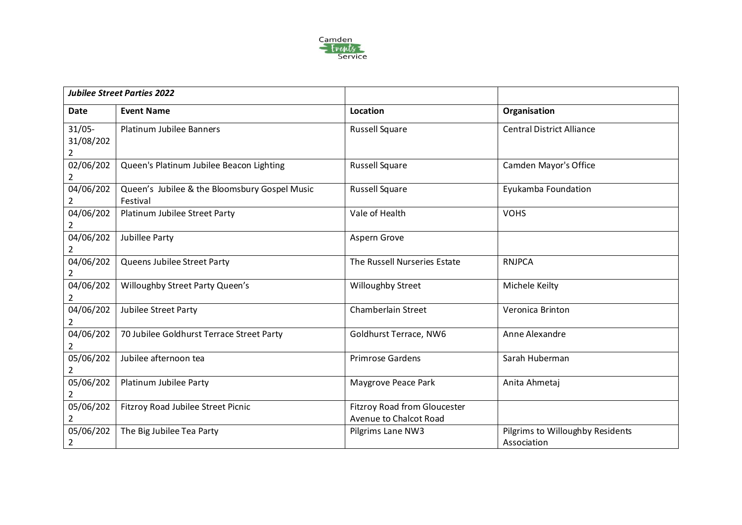Camden Events Service

| *Jubilee Street Parties 2022* | | | |
|---|---|---|---|
| **Date** | **Event Name** | **Location** | **Organisation** |
| 31/05-31/08/2022 | Platinum Jubilee Banners | Russell Square | Central District Alliance |
| 02/06/2022 | Queen's Platinum Jubilee Beacon Lighting | Russell Square | Camden Mayor's Office |
| 04/06/2022 | Queen's Jubilee & the Bloomsbury Gospel Music Festival | Russell Square | Eyukamba Foundation |
| 04/06/2022 | Platinum Jubilee Street Party | Vale of Health | VOHS |
| 04/06/2022 | Jubillee Party | Aspern Grove | |
| 04/06/2022 | Queens Jubilee Street Party | The Russell Nurseries Estate | RNJPCA |
| 04/06/2022 | Willoughby Street Party Queen's | Willoughby Street | Michele Keilty |
| 04/06/2022 | Jubilee Street Party | Chamberlain Street | Veronica Brinton |
| 04/06/2022 | 70 Jubilee Goldhurst Terrace Street Party | Goldhurst Terrace, NW6 | Anne Alexandre |
| 05/06/2022 | Jubilee afternoon tea | Primrose Gardens | Sarah Huberman |
| 05/06/2022 | Platinum Jubilee Party | Maygrove Peace Park | Anita Ahmetaj |
| 05/06/2022 | Fitzroy Road Jubilee Street Picnic | Fitzroy Road from Gloucester Avenue to Chalcot Road | |
| 05/06/2022 | The Big Jubilee Tea Party | Pilgrims Lane NW3 | Pilgrims to Willoughby Residents Association |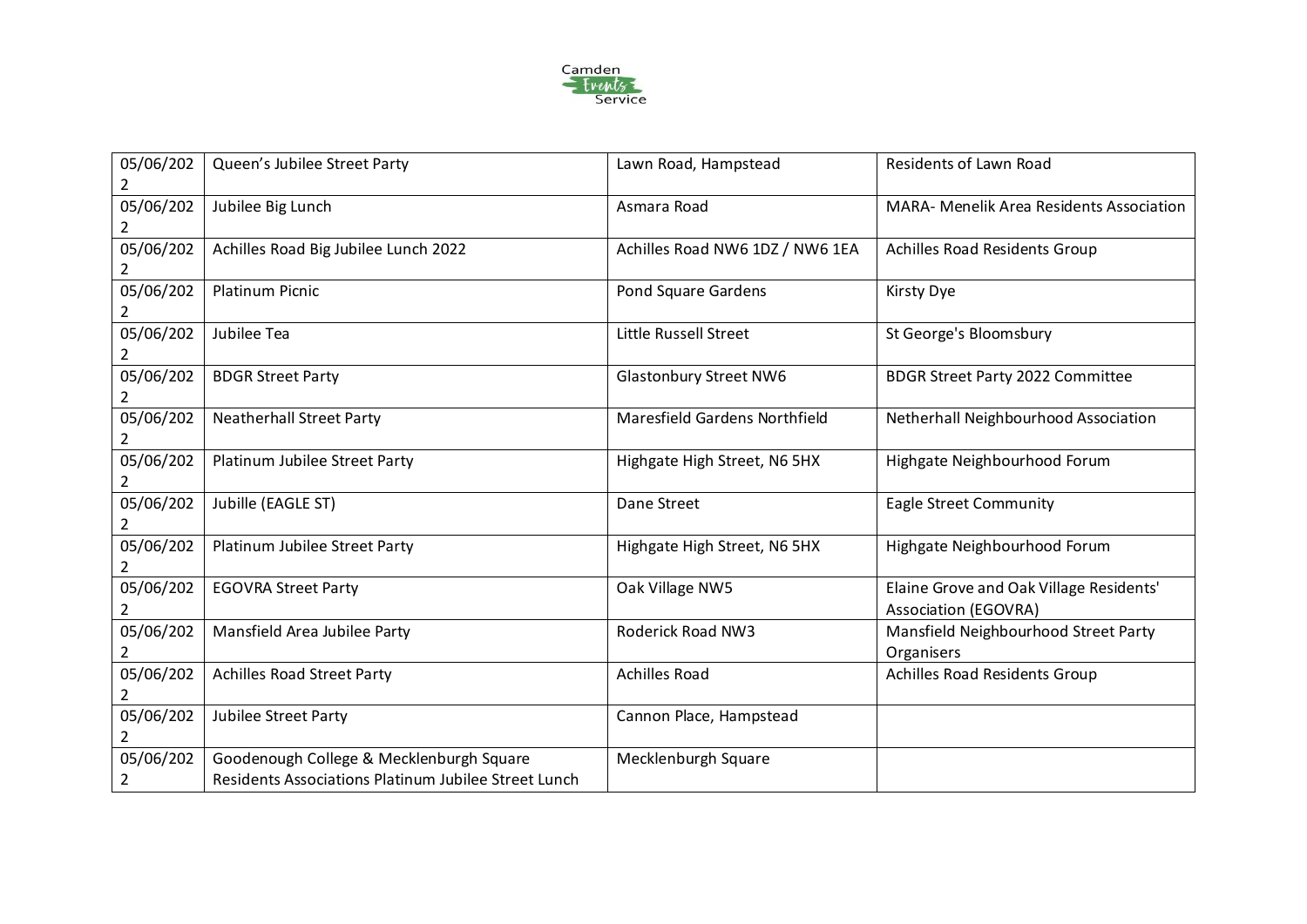| | | | |
|---|---|---|---|
| 05/06/2022 | Queen’s Jubilee Street Party | Lawn Road, Hampstead | Residents of Lawn Road |
| 05/06/2022 | Jubilee Big Lunch | Asmara Road | MARA- Menelik Area Residents Association |
| 05/06/2022 | Achilles Road Big Jubilee Lunch 2022 | Achilles Road NW6 1DZ / NW6 1EA | Achilles Road Residents Group |
| 05/06/2022 | Platinum Picnic | Pond Square Gardens | Kirsty Dye |
| 05/06/2022 | Jubilee Tea | Little Russell Street | St George's Bloomsbury |
| 05/06/2022 | BDGR Street Party | Glastonbury Street NW6 | BDGR Street Party 2022 Committee |
| 05/06/2022 | Neatherhall Street Party | Maresfield Gardens Northfield | Netherhall Neighbourhood Association |
| 05/06/2022 | Platinum Jubilee Street Party | Highgate High Street, N6 5HX | Highgate Neighbourhood Forum |
| 05/06/2022 | Jubille (EAGLE ST) | Dane Street | Eagle Street Community |
| 05/06/2022 | Platinum Jubilee Street Party | Highgate High Street, N6 5HX | Highgate Neighbourhood Forum |
| 05/06/2022 | EGOVRA Street Party | Oak Village NW5 | Elaine Grove and Oak Village Residents' Association (EGOVRA) |
| 05/06/2022 | Mansfield Area Jubilee Party | Roderick Road NW3 | Mansfield Neighbourhood Street Party Organisers |
| 05/06/2022 | Achilles Road Street Party | Achilles Road | Achilles Road Residents Group |
| 05/06/2022 | Jubilee Street Party | Cannon Place, Hampstead | |
| 05/06/2022 | Goodenough College & Mecklenburgh Square Residents Associations Platinum Jubilee Street Lunch | Mecklenburgh Square | |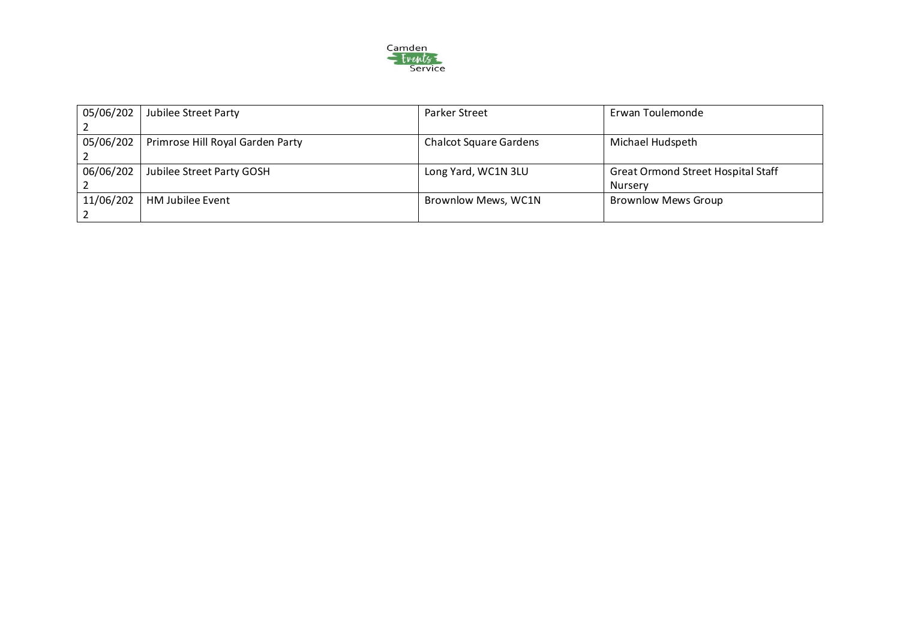| | | | |
|---|---|---|---|
| 05/06/2022 | Jubilee Street Party | Parker Street | Erwan Toulemonde |
| 05/06/2022 | Primrose Hill Royal Garden Party | Chalcot Square Gardens | Michael Hudspeth |
| 06/06/2022 | Jubilee Street Party GOSH | Long Yard, WC1N 3LU | Great Ormond Street Hospital Staff Nursery |
| 11/06/2022 | HM Jubilee Event | Brownlow Mews, WC1N | Brownlow Mews Group |